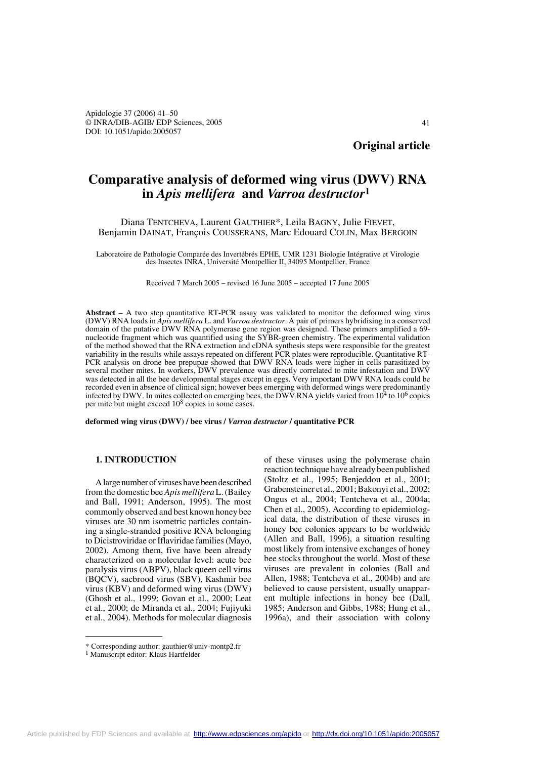**Original article**

# Comparative analysis of deformed wing virus (DWV) RNA in *Apis mellifera* and *Varroa destructor*[1]

Diana TENTCHEVA, Laurent GAUTHIER*, Leila BAGNY, Julie FIEVET, Benjamin DAINAT, François COUSSERANS, Marc Edouard COLIN, Max BERGOIN

Laboratoire de Pathologie Comparée des Invertébrés EPHE, UMR 1231 Biologie Intégrative et Virologie des Insectes INRA, Université Montpellier II, 34095 Montpellier, France

Received 7 March 2005 – revised 16 June 2005 – accepted 17 June 2005

**Abstract** – A two step quantitative RT-PCR assay was validated to monitor the deformed wing virus (DWV) RNA loads in *Apis mellifera* L. and *Varroa destructor*. A pair of primers hybridising in a conserved domain of the putative DWV RNA polymerase gene region was designed. These primers amplified a 69-nucleotide fragment which was quantified using the SYBR-green chemistry. The experimental validation of the method showed that the RNA extraction and cDNA synthesis steps were responsible for the greatest variability in the results while assays repeated on different PCR plates were reproducible. Quantitative RT-PCR analysis on drone bee prepupae showed that DWV RNA loads were higher in cells parasitized by several mother mites. In workers, DWV prevalence was directly correlated to mite infestation and DWV was detected in all the bee developmental stages except in eggs. Very important DWV RNA loads could be recorded even in absence of clinical sign; however bees emerging with deformed wings were predominantly infected by DWV. In mites collected on emerging bees, the DWV RNA yields varied from $10^4$ to $10^6$ copies per mite but might exceed $10^8$ copies in some cases.

**deformed wing virus (DWV) / bee virus / *Varroa destructor* / quantitative PCR**

## 1. INTRODUCTION

A large number of viruses have been described from the domestic bee *Apis mellifera* L. (Bailey and Ball, 1991; Anderson, 1995). The most commonly observed and best known honey bee viruses are 30 nm isometric particles containing a single-stranded positive RNA belonging to Dicistroviridae or Iflaviridae families (Mayo, 2002). Among them, five have been already characterized on a molecular level: acute bee paralysis virus (ABPV), black queen cell virus (BQCV), sacbrood virus (SBV), Kashmir bee virus (KBV) and deformed wing virus (DWV) (Ghosh et al., 1999; Govan et al., 2000; Leat et al., 2000; de Miranda et al., 2004; Fujiyuki et al., 2004). Methods for molecular diagnosis of these viruses using the polymerase chain reaction technique have already been published (Stoltz et al., 1995; Benjeddou et al., 2001; Grabensteiner et al., 2001; Bakonyi et al., 2002; Ongus et al., 2004; Tentcheva et al., 2004a; Chen et al., 2005). According to epidemiological data, the distribution of these viruses in honey bee colonies appears to be worldwide (Allen and Ball, 1996), a situation resulting most likely from intensive exchanges of honey bee stocks throughout the world. Most of these viruses are prevalent in colonies (Ball and Allen, 1988; Tentcheva et al., 2004b) and are believed to cause persistent, usually unapparent multiple infections in honey bee (Dall, 1985; Anderson and Gibbs, 1988; Hung et al., 1996a), and their association with colony

\* Corresponding author: gauthier@univ-montp2.fr

[1] Manuscript editor: Klaus Hartfelder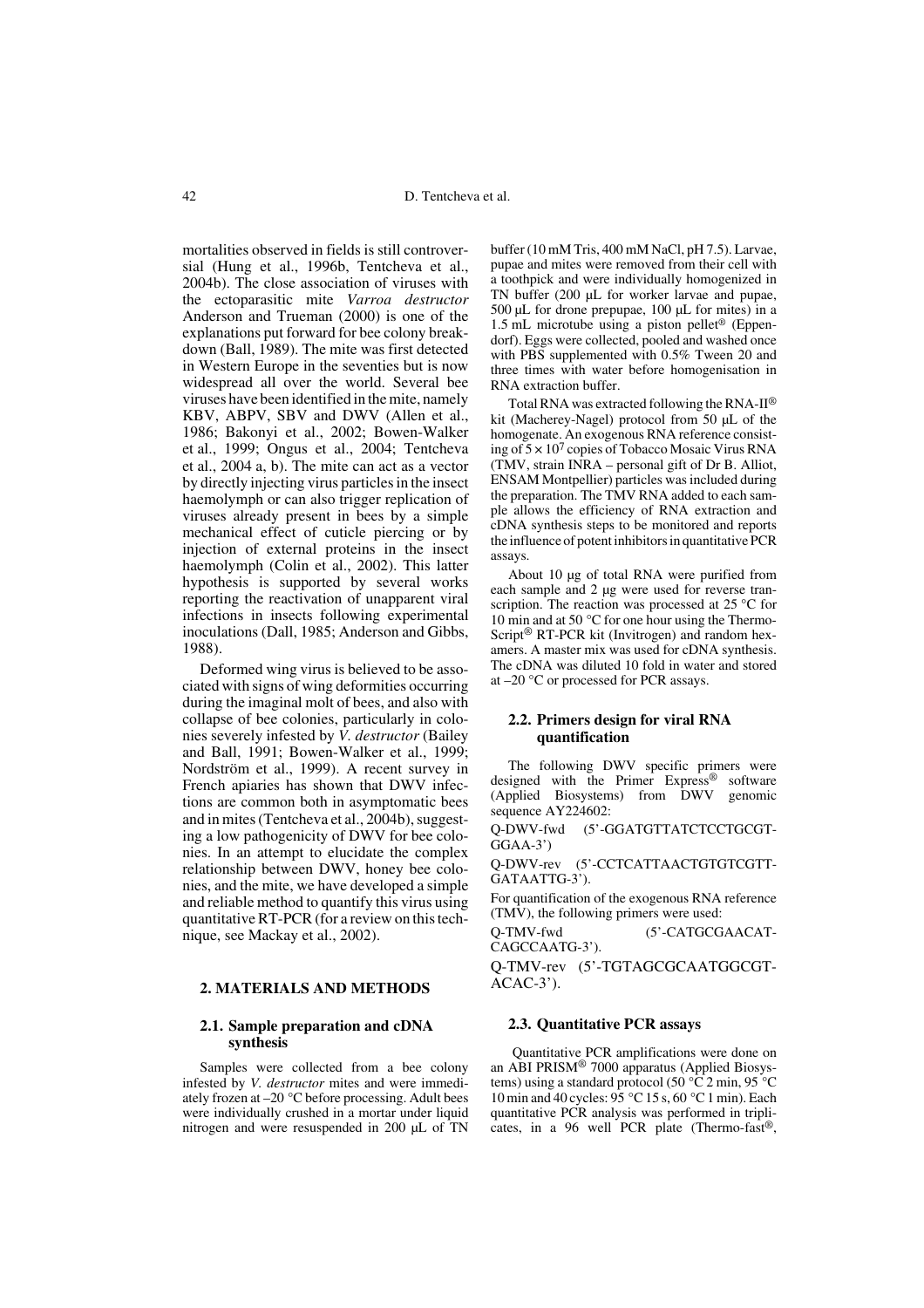mortalities observed in fields is still controversial (Hung et al., 1996b, Tentcheva et al., 2004b). The close association of viruses with the ectoparasitic mite *Varroa destructor* Anderson and Trueman (2000) is one of the explanations put forward for bee colony breakdown (Ball, 1989). The mite was first detected in Western Europe in the seventies but is now widespread all over the world. Several bee viruses have been identified in the mite, namely KBV, ABPV, SBV and DWV (Allen et al., 1986; Bakonyi et al., 2002; Bowen-Walker et al., 1999; Ongus et al., 2004; Tentcheva et al., 2004 a, b). The mite can act as a vector by directly injecting virus particles in the insect haemolymph or can also trigger replication of viruses already present in bees by a simple mechanical effect of cuticle piercing or by injection of external proteins in the insect haemolymph (Colin et al., 2002). This latter hypothesis is supported by several works reporting the reactivation of unapparent viral infections in insects following experimental inoculations (Dall, 1985; Anderson and Gibbs, 1988).

Deformed wing virus is believed to be associated with signs of wing deformities occurring during the imaginal molt of bees, and also with collapse of bee colonies, particularly in colonies severely infested by *V. destructor* (Bailey and Ball, 1991; Bowen-Walker et al., 1999; Nordström et al., 1999). A recent survey in French apiaries has shown that DWV infections are common both in asymptomatic bees and in mites (Tentcheva et al., 2004b), suggesting a low pathogenicity of DWV for bee colonies. In an attempt to elucidate the complex relationship between DWV, honey bee colonies, and the mite, we have developed a simple and reliable method to quantify this virus using quantitative RT-PCR (for a review on this technique, see Mackay et al., 2002).

## 2. MATERIALS AND METHODS

### 2.1. Sample preparation and cDNA synthesis

Samples were collected from a bee colony infested by *V. destructor* mites and were immediately frozen at –20 °C before processing. Adult bees were individually crushed in a mortar under liquid nitrogen and were resuspended in 200 µL of TN buffer (10 mM Tris, 400 mM NaCl, pH 7.5). Larvae, pupae and mites were removed from their cell with a toothpick and were individually homogenized in TN buffer (200 µL for worker larvae and pupae, 500 µL for drone prepupae, 100 µL for mites) in a 1.5 mL microtube using a piston pellet® (Eppendorf). Eggs were collected, pooled and washed once with PBS supplemented with 0.5% Tween 20 and three times with water before homogenisation in RNA extraction buffer.

Total RNA was extracted following the RNA-II® kit (Macherey-Nagel) protocol from 50 µL of the homogenate. An exogenous RNA reference consisting of $5 \times 10^7$ copies of Tobacco Mosaic Virus RNA (TMV, strain INRA – personal gift of Dr B. Alliot, ENSAM Montpellier) particles was included during the preparation. The TMV RNA added to each sample allows the efficiency of RNA extraction and cDNA synthesis steps to be monitored and reports the influence of potent inhibitors in quantitative PCR assays.

About 10 µg of total RNA were purified from each sample and 2 µg were used for reverse transcription. The reaction was processed at 25 °C for 10 min and at 50 °C for one hour using the ThermoScript® RT-PCR kit (Invitrogen) and random hexamers. A master mix was used for cDNA synthesis. The cDNA was diluted 10 fold in water and stored at –20 °C or processed for PCR assays.

### 2.2. Primers design for viral RNA quantification

The following DWV specific primers were designed with the Primer Express® software (Applied Biosystems) from DWV genomic sequence AY224602:

Q-DWV-fwd (5'-GGATGTTATCTCCTGCGTGGAA-3')

Q-DWV-rev (5'-CCTCATTAACTGTGTCGTTGATAATTG-3').

For quantification of the exogenous RNA reference (TMV), the following primers were used:

Q-TMV-fwd (5'-CATGCGAACATCAGCCAATG-3').

Q-TMV-rev (5'-TGTAGCGCAATGGCGTACAC-3').

### 2.3. Quantitative PCR assays

Quantitative PCR amplifications were done on an ABI PRISM® 7000 apparatus (Applied Biosystems) using a standard protocol (50 °C 2 min, 95 °C 10 min and 40 cycles: 95 °C 15 s, 60 °C 1 min). Each quantitative PCR analysis was performed in triplicates, in a 96 well PCR plate (Thermo-fast®,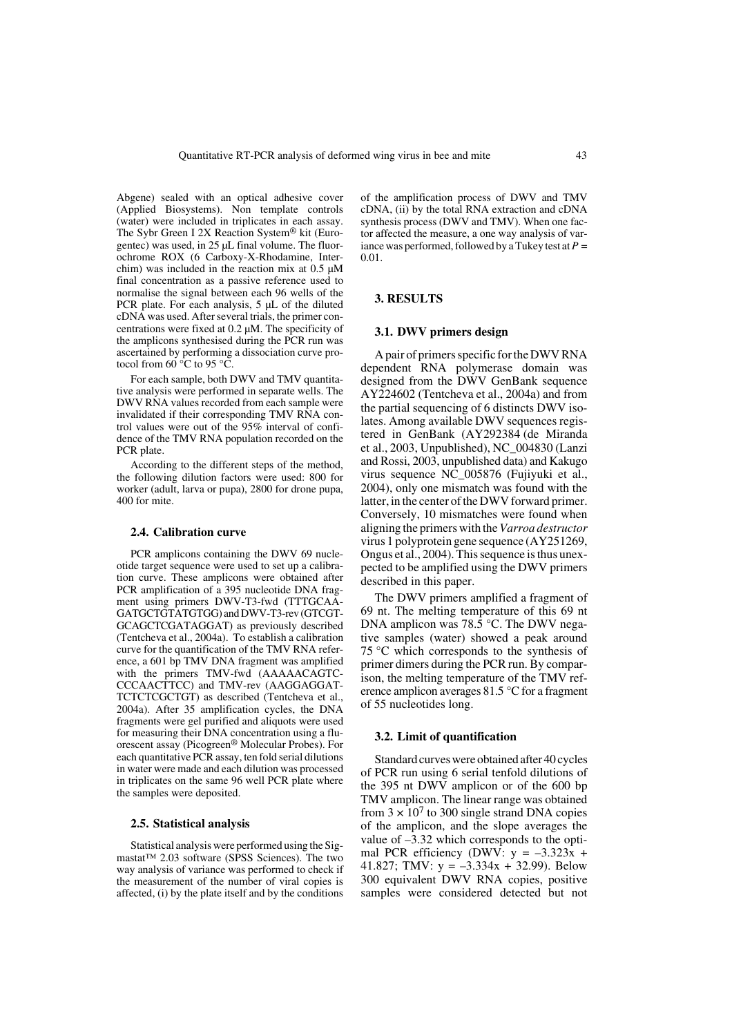Abgene) sealed with an optical adhesive cover (Applied Biosystems). Non template controls (water) were included in triplicates in each assay. The Sybr Green I 2X Reaction System® kit (Eurogentec) was used, in 25 µL final volume. The fluorochrome ROX (6 Carboxy-X-Rhodamine, Interchim) was included in the reaction mix at 0.5 µM final concentration as a passive reference used to normalise the signal between each 96 wells of the PCR plate. For each analysis, 5 µL of the diluted cDNA was used. After several trials, the primer concentrations were fixed at 0.2 µM. The specificity of the amplicons synthesised during the PCR run was ascertained by performing a dissociation curve protocol from 60 °C to 95 °C.

For each sample, both DWV and TMV quantitative analysis were performed in separate wells. The DWV RNA values recorded from each sample were invalidated if their corresponding TMV RNA control values were out of the 95% interval of confidence of the TMV RNA population recorded on the PCR plate.

According to the different steps of the method, the following dilution factors were used: 800 for worker (adult, larva or pupa), 2800 for drone pupa, 400 for mite.

### 2.4. Calibration curve

PCR amplicons containing the DWV 69 nucleotide target sequence were used to set up a calibration curve. These amplicons were obtained after PCR amplification of a 395 nucleotide DNA fragment using primers DWV-T3-fwd (TTTGCAAGATGCTGTATGTGG) and DWV-T3-rev (GTCGTGCAGCTCGATAGGAT) as previously described (Tentcheva et al., 2004a). To establish a calibration curve for the quantification of the TMV RNA reference, a 601 bp TMV DNA fragment was amplified with the primers TMV-fwd (AAAAACAGTCCCCAACTTCC) and TMV-rev (AAGGAGGATTCTCTCGCTGT) as described (Tentcheva et al., 2004a). After 35 amplification cycles, the DNA fragments were gel purified and aliquots were used for measuring their DNA concentration using a fluorescent assay (Picogreen® Molecular Probes). For each quantitative PCR assay, ten fold serial dilutions in water were made and each dilution was processed in triplicates on the same 96 well PCR plate where the samples were deposited.

### 2.5. Statistical analysis

Statistical analysis were performed using the Sigmastat™ 2.03 software (SPSS Sciences). The two way analysis of variance was performed to check if the measurement of the number of viral copies is affected, (i) by the plate itself and by the conditions of the amplification process of DWV and TMV cDNA, (ii) by the total RNA extraction and cDNA synthesis process (DWV and TMV). When one factor affected the measure, a one way analysis of variance was performed, followed by a Tukey test at $P = 0.01$.

## 3. RESULTS

### 3.1. DWV primers design

A pair of primers specific for the DWV RNA dependent RNA polymerase domain was designed from the DWV GenBank sequence AY224602 (Tentcheva et al., 2004a) and from the partial sequencing of 6 distincts DWV isolates. Among available DWV sequences registered in GenBank (AY292384 (de Miranda et al., 2003, Unpublished), NC_004830 (Lanzi and Rossi, 2003, unpublished data) and Kakugo virus sequence NC_005876 (Fujiyuki et al., 2004), only one mismatch was found with the latter, in the center of the DWV forward primer. Conversely, 10 mismatches were found when aligning the primers with the *Varroa destructor* virus 1 polyprotein gene sequence (AY251269, Ongus et al., 2004). This sequence is thus unexpected to be amplified using the DWV primers described in this paper.

The DWV primers amplified a fragment of 69 nt. The melting temperature of this 69 nt DNA amplicon was 78.5 °C. The DWV negative samples (water) showed a peak around 75 °C which corresponds to the synthesis of primer dimers during the PCR run. By comparison, the melting temperature of the TMV reference amplicon averages 81.5 °C for a fragment of 55 nucleotides long.

### 3.2. Limit of quantification

Standard curves were obtained after 40 cycles of PCR run using 6 serial tenfold dilutions of the 395 nt DWV amplicon or of the 600 bp TMV amplicon. The linear range was obtained from $3 \times 10^7$ to 300 single strand DNA copies of the amplicon, and the slope averages the value of –3.32 which corresponds to the optimal PCR efficiency (DWV: $y = -3.323x + 41.827$; TMV: $y = -3.334x + 32.99$). Below 300 equivalent DWV RNA copies, positive samples were considered detected but not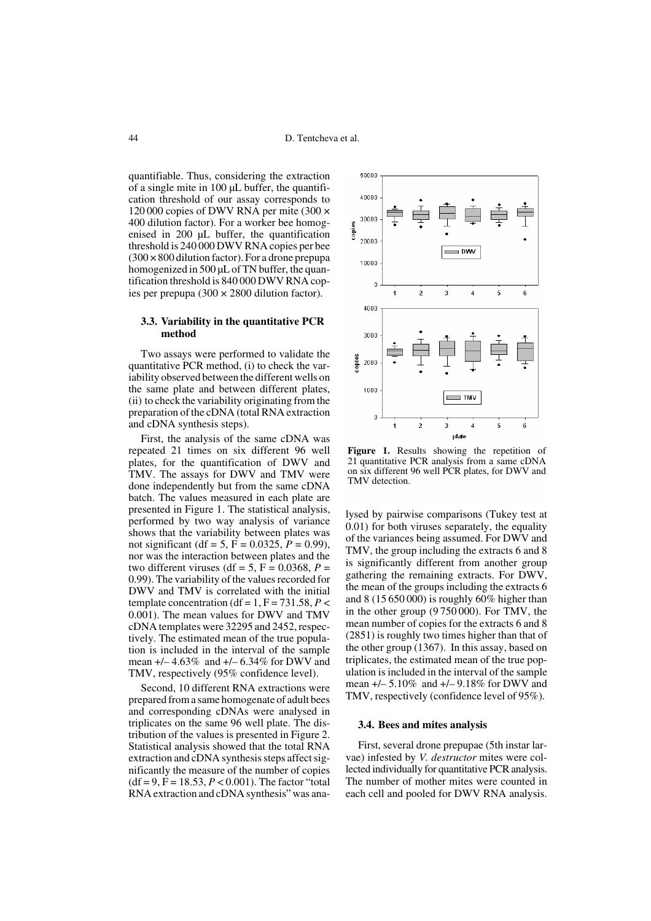quantifiable. Thus, considering the extraction of a single mite in 100 µL buffer, the quantification threshold of our assay corresponds to 120 000 copies of DWV RNA per mite (300 × 400 dilution factor). For a worker bee homogenised in 200 µL buffer, the quantification threshold is 240 000 DWV RNA copies per bee (300 × 800 dilution factor). For a drone prepupa homogenized in 500 µL of TN buffer, the quantification threshold is 840 000 DWV RNA copies per prepupa (300 × 2800 dilution factor).

### 3.3. Variability in the quantitative PCR method

Two assays were performed to validate the quantitative PCR method, (i) to check the variability observed between the different wells on the same plate and between different plates, (ii) to check the variability originating from the preparation of the cDNA (total RNA extraction and cDNA synthesis steps).

First, the analysis of the same cDNA was repeated 21 times on six different 96 well plates, for the quantification of DWV and TMV. The assays for DWV and TMV were done independently but from the same cDNA batch. The values measured in each plate are presented in Figure 1. The statistical analysis, performed by two way analysis of variance shows that the variability between plates was not significant (df = 5, F = 0.0325, $P$ = 0.99), nor was the interaction between plates and the two different viruses (df = 5, F = 0.0368, $P$ = 0.99). The variability of the values recorded for DWV and TMV is correlated with the initial template concentration (df = 1, F = 731.58, $P$ < 0.001). The mean values for DWV and TMV cDNA templates were 32295 and 2452, respectively. The estimated mean of the true population is included in the interval of the sample mean +/– 4.63% and +/– 6.34% for DWV and TMV, respectively (95% confidence level).

Second, 10 different RNA extractions were prepared from a same homogenate of adult bees and corresponding cDNAs were analysed in triplicates on the same 96 well plate. The distribution of the values is presented in Figure 2. Statistical analysis showed that the total RNA extraction and cDNA synthesis steps affect significantly the measure of the number of copies (df = 9, F = 18.53, $P$ < 0.001). The factor "total RNA extraction and cDNA synthesis" was analysed by pairwise comparisons (Tukey test at 0.01) for both viruses separately, the equality of the variances being assumed. For DWV and TMV, the group including the extracts 6 and 8 is significantly different from another group gathering the remaining extracts. For DWV, the mean of the groups including the extracts 6 and 8 (15 650 000) is roughly 60% higher than in the other group (9 750 000). For TMV, the mean number of copies for the extracts 6 and 8 (2851) is roughly two times higher than that of the other group (1367). In this assay, based on triplicates, the estimated mean of the true population is included in the interval of the sample mean +/– 5.10% and +/– 9.18% for DWV and TMV, respectively (confidence level of 95%).

**Figure 1.** Results showing the repetition of 21 quantitative PCR analysis from a same cDNA on six different 96 well PCR plates, for DWV and TMV detection.

### 3.4. Bees and mites analysis

First, several drone prepupae (5th instar larvae) infested by *V. destructor* mites were collected individually for quantitative PCR analysis. The number of mother mites were counted in each cell and pooled for DWV RNA analysis.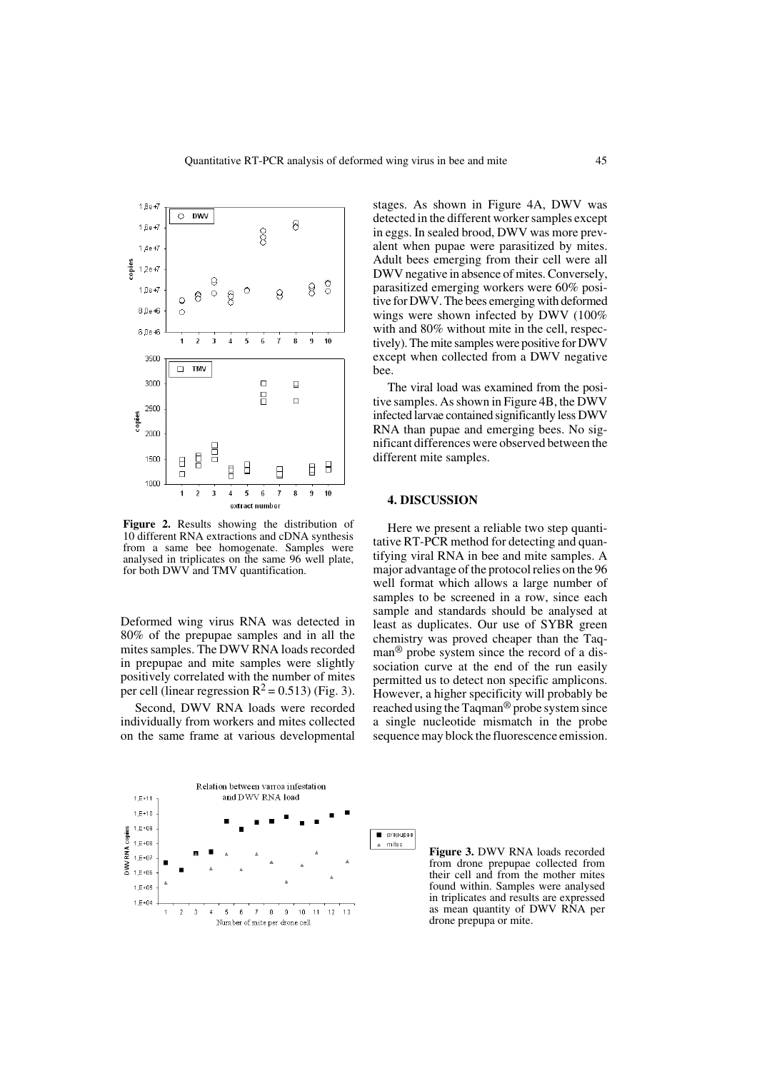**Figure 2.** Results showing the distribution of 10 different RNA extractions and cDNA synthesis from a same bee homogenate. Samples were analysed in triplicates on the same 96 well plate, for both DWV and TMV quantification.

Deformed wing virus RNA was detected in 80% of the prepupae samples and in all the mites samples. The DWV RNA loads recorded in prepupae and mite samples were slightly positively correlated with the number of mites per cell (linear regression $R^2 = 0.513$) (Fig. 3).

Second, DWV RNA loads were recorded individually from workers and mites collected on the same frame at various developmental stages. As shown in Figure 4A, DWV was detected in the different worker samples except in eggs. In sealed brood, DWV was more prevalent when pupae were parasitized by mites. Adult bees emerging from their cell were all DWV negative in absence of mites. Conversely, parasitized emerging workers were 60% positive for DWV. The bees emerging with deformed wings were shown infected by DWV (100% with and 80% without mite in the cell, respectively). The mite samples were positive for DWV except when collected from a DWV negative bee.

The viral load was examined from the positive samples. As shown in Figure 4B, the DWV infected larvae contained significantly less DWV RNA than pupae and emerging bees. No significant differences were observed between the different mite samples.

## 4. DISCUSSION

Here we present a reliable two step quantitative RT-PCR method for detecting and quantifying viral RNA in bee and mite samples. A major advantage of the protocol relies on the 96 well format which allows a large number of samples to be screened in a row, since each sample and standards should be analysed at least as duplicates. Our use of SYBR green chemistry was proved cheaper than the Taqman® probe system since the record of a dissociation curve at the end of the run easily permitted us to detect non specific amplicons. However, a higher specificity will probably be reached using the Taqman® probe system since a single nucleotide mismatch in the probe sequence may block the fluorescence emission.

**Figure 3.** DWV RNA loads recorded from drone prepupae collected from their cell and from the mother mites found within. Samples were analysed in triplicates and results are expressed as mean quantity of DWV RNA per drone prepupa or mite.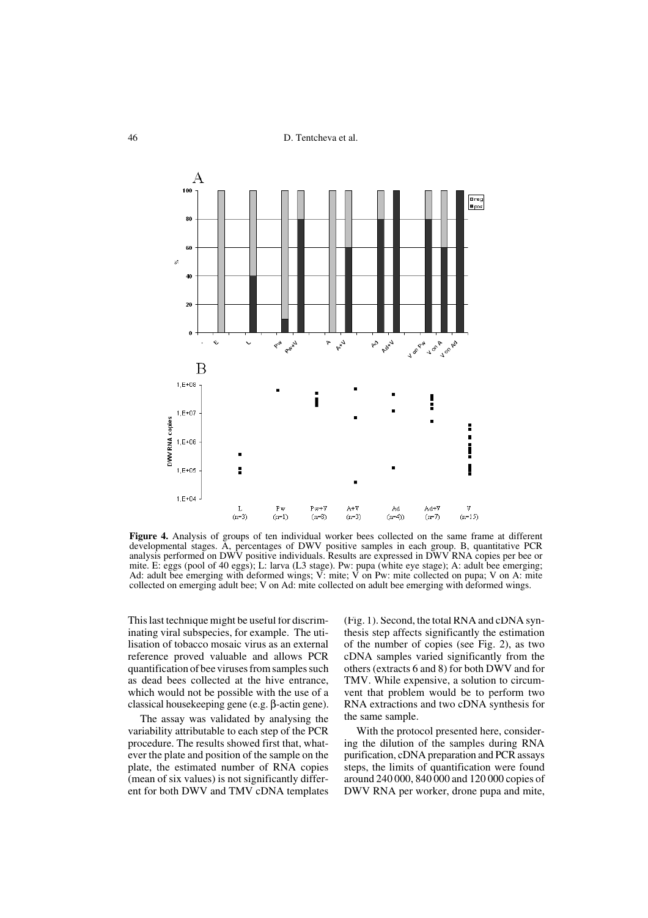**Figure 4.** Analysis of groups of ten individual worker bees collected on the same frame at different developmental stages. A, percentages of DWV positive samples in each group. B, quantitative PCR analysis performed on DWV positive individuals. Results are expressed in DWV RNA copies per bee or mite. E: eggs (pool of 40 eggs); L: larva (L3 stage). Pw: pupa (white eye stage); A: adult bee emerging; Ad: adult bee emerging with deformed wings; V: mite; V on Pw: mite collected on pupa; V on A: mite collected on emerging adult bee; V on Ad: mite collected on adult bee emerging with deformed wings.

This last technique might be useful for discriminating viral subspecies, for example. The utilisation of tobacco mosaic virus as an external reference proved valuable and allows PCR quantification of bee viruses from samples such as dead bees collected at the hive entrance, which would not be possible with the use of a classical housekeeping gene (e.g. β-actin gene).

The assay was validated by analysing the variability attributable to each step of the PCR procedure. The results showed first that, whatever the plate and position of the sample on the plate, the estimated number of RNA copies (mean of six values) is not significantly different for both DWV and TMV cDNA templates (Fig. 1). Second, the total RNA and cDNA synthesis step affects significantly the estimation of the number of copies (see Fig. 2), as two cDNA samples varied significantly from the others (extracts 6 and 8) for both DWV and for TMV. While expensive, a solution to circumvent that problem would be to perform two RNA extractions and two cDNA synthesis for the same sample.

With the protocol presented here, considering the dilution of the samples during RNA purification, cDNA preparation and PCR assays steps, the limits of quantification were found around 240 000, 840 000 and 120 000 copies of DWV RNA per worker, drone pupa and mite,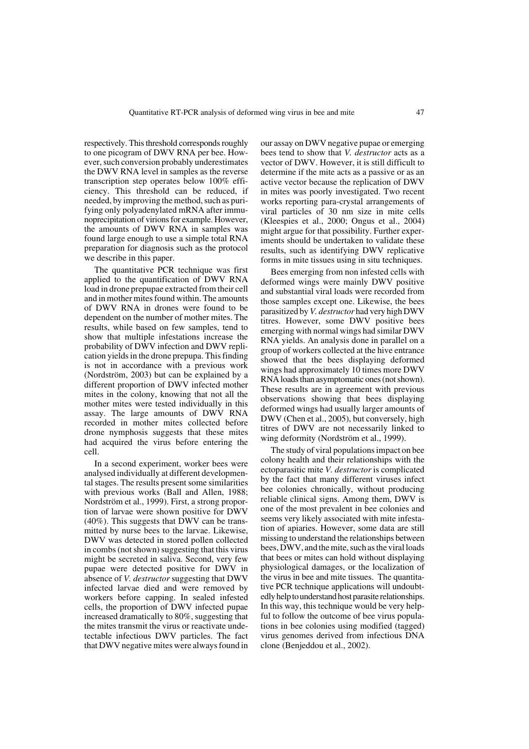respectively. This threshold corresponds roughly to one picogram of DWV RNA per bee. However, such conversion probably underestimates the DWV RNA level in samples as the reverse transcription step operates below 100% efficiency. This threshold can be reduced, if needed, by improving the method, such as purifying only polyadenylated mRNA after immunoprecipitation of virions for example. However, the amounts of DWV RNA in samples was found large enough to use a simple total RNA preparation for diagnosis such as the protocol we describe in this paper.

The quantitative PCR technique was first applied to the quantification of DWV RNA load in drone prepupae extracted from their cell and in mother mites found within. The amounts of DWV RNA in drones were found to be dependent on the number of mother mites. The results, while based on few samples, tend to show that multiple infestations increase the probability of DWV infection and DWV replication yields in the drone prepupa. This finding is not in accordance with a previous work (Nordström, 2003) but can be explained by a different proportion of DWV infected mother mites in the colony, knowing that not all the mother mites were tested individually in this assay. The large amounts of DWV RNA recorded in mother mites collected before drone nymphosis suggests that these mites had acquired the virus before entering the cell.

In a second experiment, worker bees were analysed individually at different developmental stages. The results present some similarities with previous works (Ball and Allen, 1988; Nordström et al., 1999). First, a strong proportion of larvae were shown positive for DWV (40%). This suggests that DWV can be transmitted by nurse bees to the larvae. Likewise, DWV was detected in stored pollen collected in combs (not shown) suggesting that this virus might be secreted in saliva. Second, very few pupae were detected positive for DWV in absence of *V. destructor* suggesting that DWV infected larvae died and were removed by workers before capping. In sealed infested cells, the proportion of DWV infected pupae increased dramatically to 80%, suggesting that the mites transmit the virus or reactivate undetectable infectious DWV particles. The fact that DWV negative mites were always found in our assay on DWV negative pupae or emerging bees tend to show that *V. destructor* acts as a vector of DWV. However, it is still difficult to determine if the mite acts as a passive or as an active vector because the replication of DWV in mites was poorly investigated. Two recent works reporting para-crystal arrangements of viral particles of 30 nm size in mite cells (Kleespies et al., 2000; Ongus et al., 2004) might argue for that possibility. Further experiments should be undertaken to validate these results, such as identifying DWV replicative forms in mite tissues using in situ techniques.

Bees emerging from non infested cells with deformed wings were mainly DWV positive and substantial viral loads were recorded from those samples except one. Likewise, the bees parasitized by *V. destructor* had very high DWV titres. However, some DWV positive bees emerging with normal wings had similar DWV RNA yields. An analysis done in parallel on a group of workers collected at the hive entrance showed that the bees displaying deformed wings had approximately 10 times more DWV RNA loads than asymptomatic ones (not shown). These results are in agreement with previous observations showing that bees displaying deformed wings had usually larger amounts of DWV (Chen et al., 2005), but conversely, high titres of DWV are not necessarily linked to wing deformity (Nordström et al., 1999).

The study of viral populations impact on bee colony health and their relationships with the ectoparasitic mite *V. destructor* is complicated by the fact that many different viruses infect bee colonies chronically, without producing reliable clinical signs. Among them, DWV is one of the most prevalent in bee colonies and seems very likely associated with mite infestation of apiaries. However, some data are still missing to understand the relationships between bees, DWV, and the mite, such as the viral loads that bees or mites can hold without displaying physiological damages, or the localization of the virus in bee and mite tissues. The quantitative PCR technique applications will undoubtedly help to understand host parasite relationships. In this way, this technique would be very helpful to follow the outcome of bee virus populations in bee colonies using modified (tagged) virus genomes derived from infectious DNA clone (Benjeddou et al., 2002).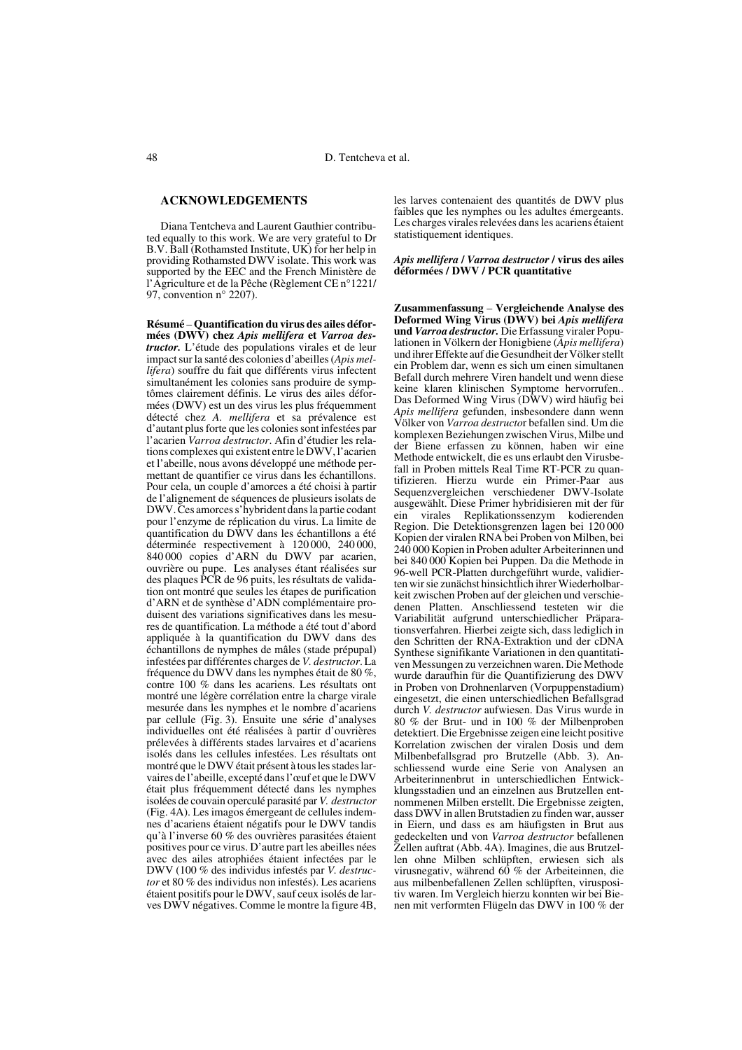## ACKNOWLEDGEMENTS

Diana Tentcheva and Laurent Gauthier contributed equally to this work. We are very grateful to Dr B.V. Ball (Rothamsted Institute, UK) for her help in providing Rothamsted DWV isolate. This work was supported by the EEC and the French Ministère de l'Agriculture et de la Pêche (Règlement CE n°1221/97, convention n° 2207).

**Résumé – Quantification du virus des ailes déformées (DWV) chez *Apis mellifera* et *Varroa destructor*.** L'étude des populations virales et de leur impact sur la santé des colonies d'abeilles (*Apis mellifera*) souffre du fait que différents virus infectent simultanément les colonies sans produire de symptômes clairement définis. Le virus des ailes déformées (DWV) est un des virus les plus fréquemment détecté chez *A. mellifera* et sa prévalence est d'autant plus forte que les colonies sont infestées par l'acarien *Varroa destructor*. Afin d'étudier les relations complexes qui existent entre le DWV, l'acarien et l'abeille, nous avons développé une méthode permettant de quantifier ce virus dans les échantillons. Pour cela, un couple d'amorces a été choisi à partir de l'alignement de séquences de plusieurs isolats de DWV. Ces amorces s'hybrident dans la partie codant pour l'enzyme de réplication du virus. La limite de quantification du DWV dans les échantillons a été déterminée respectivement à 120 000, 240 000, 840 000 copies d'ARN du DWV par acarien, ouvrière ou pupe. Les analyses étant réalisées sur des plaques PCR de 96 puits, les résultats de validation ont montré que seules les étapes de purification d'ARN et de synthèse d'ADN complémentaire produisent des variations significatives dans les mesures de quantification. La méthode a été tout d'abord appliquée à la quantification du DWV dans des échantillons de nymphes de mâles (stade prépupal) infestées par différentes charges de *V. destructor*. La fréquence du DWV dans les nymphes était de 80 %, contre 100 % dans les acariens. Les résultats ont montré une légère corrélation entre la charge virale mesurée dans les nymphes et le nombre d'acariens par cellule (Fig. 3). Ensuite une série d'analyses individuelles ont été réalisées à partir d'ouvrières prélevées à différents stades larvaires et d'acariens isolés dans les cellules infestées. Les résultats ont montré que le DWV était présent à tous les stades larvaires de l'abeille, excepté dans l'œuf et que le DWV était plus fréquemment détecté dans les nymphes isolées de couvain operculé parasité par *V. destructor* (Fig. 4A). Les imagos émergeant de cellules indemnes d'acariens étaient négatifs pour le DWV tandis qu'à l'inverse 60 % des ouvrières parasitées étaient positives pour ce virus. D'autre part les abeilles nées avec des ailes atrophiées étaient infectées par le DWV (100 % des individus infestés par *V. destructor* et 80 % des individus non infestés). Les acariens étaient positifs pour le DWV, sauf ceux isolés de larves DWV négatives. Comme le montre la figure 4B, les larves contenaient des quantités de DWV plus faibles que les nymphes ou les adultes émergeants. Les charges virales relevées dans les acariens étaient statistiquement identiques.

***Apis mellifera* / *Varroa destructor* / virus des ailes déformées / DWV / PCR quantitative**

**Zusammenfassung – Vergleichende Analyse des Deformed Wing Virus (DWV) bei *Apis mellifera* und *Varroa destructor*.** Die Erfassung viraler Populationen in Völkern der Honigbiene (*Apis mellifera*) und ihrer Effekte auf die Gesundheit der Völker stellt ein Problem dar, wenn es sich um einen simultanen Befall durch mehrere Viren handelt und wenn diese keine klaren klinischen Symptome hervorrufen.. Das Deformed Wing Virus (DWV) wird häufig bei *Apis mellifera* gefunden, insbesondere dann wenn Völker von *Varroa destructor* befallen sind. Um die komplexen Beziehungen zwischen Virus, Milbe und der Biene erfassen zu können, haben wir eine Methode entwickelt, die es uns erlaubt den Virusbefall in Proben mittels Real Time RT-PCR zu quantifizieren. Hierzu wurde ein Primer-Paar aus Sequenzvergleichen verschiedener DWV-Isolate ausgewählt. Diese Primer hybridisieren mit der für ein virales Replikationssenzym kodierenden Region. Die Detektionsgrenzen lagen bei 120 000 Kopien der viralen RNA bei Proben von Milben, bei 240 000 Kopien in Proben adulter Arbeiterinnen und bei 840 000 Kopien bei Puppen. Da die Methode in 96-well PCR-Platten durchgeführt wurde, validierten wir sie zunächst hinsichtlich ihrer Wiederholbarkeit zwischen Proben auf der gleichen und verschiedenen Platten. Anschliessend testeten wir die Variabilität aufgrund unterschiedlicher Präparationsverfahren. Hierbei zeigte sich, dass lediglich in den Schritten der RNA-Extraktion und der cDNA Synthese signifikante Variationen in den quantitativen Messungen zu verzeichnen waren. Die Methode wurde daraufhin für die Quantifizierung des DWV in Proben von Drohnenlarven (Vorpuppenstadium) eingesetzt, die einen unterschiedlichen Befallsgrad durch *V. destructor* aufwiesen. Das Virus wurde in 80 % der Brut- und in 100 % der Milbenproben detektiert. Die Ergebnisse zeigen eine leicht positive Korrelation zwischen der viralen Dosis und dem Milbenbefallsgrad pro Brutzelle (Abb. 3). Anschliessend wurde eine Serie von Analysen an Arbeiterinnenbrut in unterschiedlichen Entwicklungsstadien und an einzelnen aus Brutzellen entnommenen Milben erstellt. Die Ergebnisse zeigten, dass DWV in allen Brutstadien zu finden war, ausser in Eiern, und dass es am häufigsten in Brut aus gedeckelten und von *Varroa destructor* befallenen Zellen auftrat (Abb. 4A). Imagines, die aus Brutzellen ohne Milben schlüpften, erwiesen sich als virusnegativ, während 60 % der Arbeiterinnen, die aus milbenbefallenen Zellen schlüpften, viruspositiv waren. Im Vergleich hierzu konnten wir bei Bienen mit verformten Flügeln das DWV in 100 % der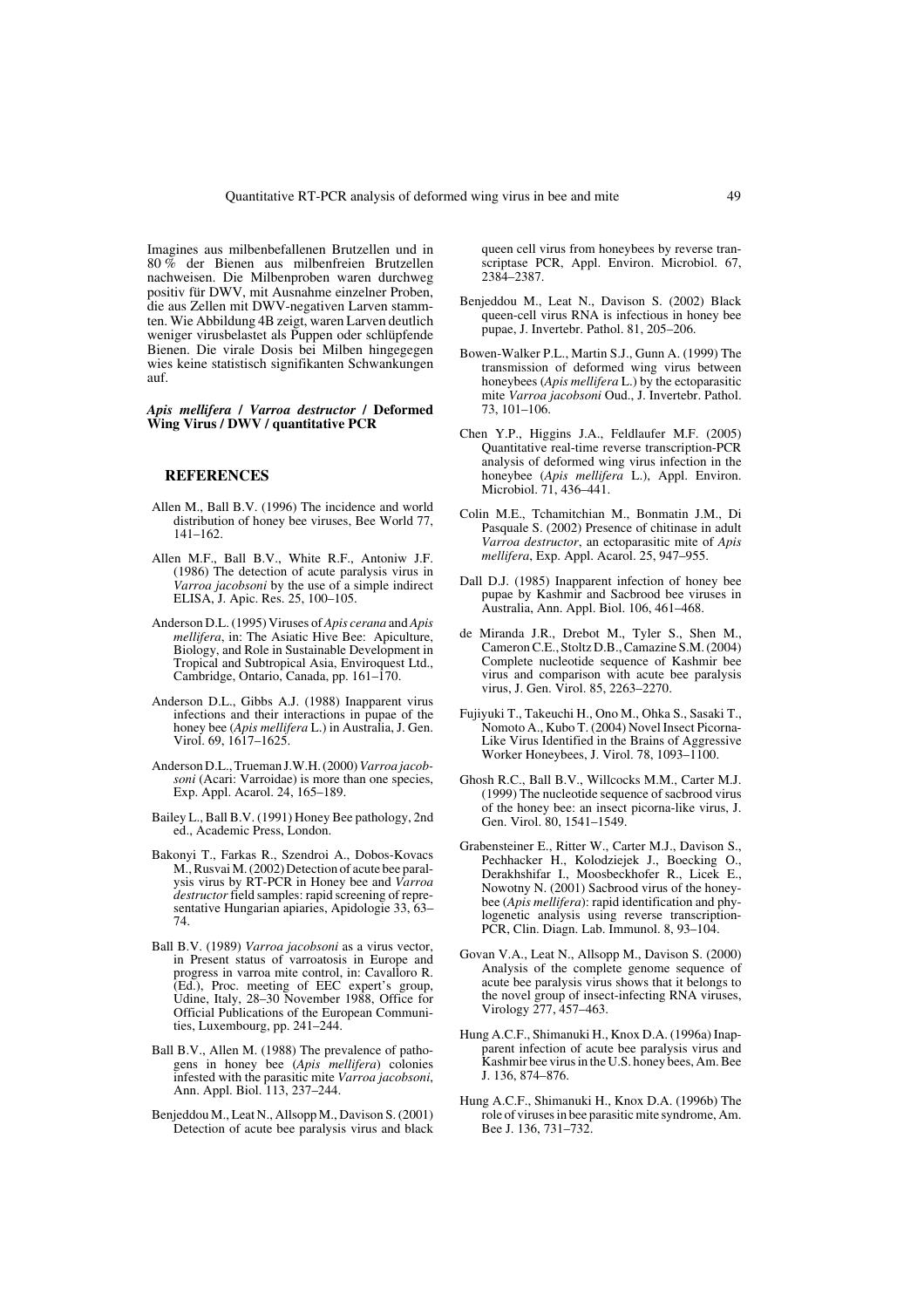Imagines aus milbenbefallenen Brutzellen und in 80 % der Bienen aus milbenfreien Brutzellen nachweisen. Die Milbenproben waren durchweg positiv für DWV, mit Ausnahme einzelner Proben, die aus Zellen mit DWV-negativen Larven stammten. Wie Abbildung 4B zeigt, waren Larven deutlich weniger virusbelastet als Puppen oder schlüpfende Bienen. Die virale Dosis bei Milben hingegegen wies keine statistisch signifikanten Schwankungen auf.

***Apis mellifera* / *Varroa destructor* / Deformed Wing Virus / DWV / quantitative PCR**

## REFERENCES

Allen M., Ball B.V. (1996) The incidence and world distribution of honey bee viruses, Bee World 77, 141–162.

Allen M.F., Ball B.V., White R.F., Antoniw J.F. (1986) The detection of acute paralysis virus in *Varroa jacobsoni* by the use of a simple indirect ELISA, J. Apic. Res. 25, 100–105.

Anderson D.L. (1995) Viruses of *Apis cerana* and *Apis mellifera*, in: The Asiatic Hive Bee: Apiculture, Biology, and Role in Sustainable Development in Tropical and Subtropical Asia, Enviroquest Ltd., Cambridge, Ontario, Canada, pp. 161–170.

Anderson D.L., Gibbs A.J. (1988) Inapparent virus infections and their interactions in pupae of the honey bee (*Apis mellifera* L.) in Australia, J. Gen. Virol. 69, 1617–1625.

Anderson D.L., Trueman J.W.H. (2000) *Varroa jacobsoni* (Acari: Varroidae) is more than one species, Exp. Appl. Acarol. 24, 165–189.

Bailey L., Ball B.V. (1991) Honey Bee pathology, 2nd ed., Academic Press, London.

Bakonyi T., Farkas R., Szendroi A., Dobos-Kovacs M., Rusvai M. (2002) Detection of acute bee paralysis virus by RT-PCR in Honey bee and *Varroa destructor* field samples: rapid screening of representative Hungarian apiaries, Apidologie 33, 63–74.

Ball B.V. (1989) *Varroa jacobsoni* as a virus vector, in Present status of varroatosis in Europe and progress in varroa mite control, in: Cavalloro R. (Ed.), Proc. meeting of EEC expert's group, Udine, Italy, 28–30 November 1988, Office for Official Publications of the European Communities, Luxembourg, pp. 241–244.

Ball B.V., Allen M. (1988) The prevalence of pathogens in honey bee (*Apis mellifera*) colonies infested with the parasitic mite *Varroa jacobsoni*, Ann. Appl. Biol. 113, 237–244.

Benjeddou M., Leat N., Allsopp M., Davison S. (2001) Detection of acute bee paralysis virus and black queen cell virus from honeybees by reverse transcriptase PCR, Appl. Environ. Microbiol. 67, 2384–2387.

Benjeddou M., Leat N., Davison S. (2002) Black queen-cell virus RNA is infectious in honey bee pupae, J. Invertebr. Pathol. 81, 205–206.

Bowen-Walker P.L., Martin S.J., Gunn A. (1999) The transmission of deformed wing virus between honeybees (*Apis mellifera* L.) by the ectoparasitic mite *Varroa jacobsoni* Oud., J. Invertebr. Pathol. 73, 101–106.

Chen Y.P., Higgins J.A., Feldlaufer M.F. (2005) Quantitative real-time reverse transcription-PCR analysis of deformed wing virus infection in the honeybee (*Apis mellifera* L.), Appl. Environ. Microbiol. 71, 436–441.

Colin M.E., Tchamitchian M., Bonmatin J.M., Di Pasquale S. (2002) Presence of chitinase in adult *Varroa destructor*, an ectoparasitic mite of *Apis mellifera*, Exp. Appl. Acarol. 25, 947–955.

Dall D.J. (1985) Inapparent infection of honey bee pupae by Kashmir and Sacbrood bee viruses in Australia, Ann. Appl. Biol. 106, 461–468.

de Miranda J.R., Drebot M., Tyler S., Shen M., Cameron C.E., Stoltz D.B., Camazine S.M. (2004) Complete nucleotide sequence of Kashmir bee virus and comparison with acute bee paralysis virus, J. Gen. Virol. 85, 2263–2270.

Fujiyuki T., Takeuchi H., Ono M., Ohka S., Sasaki T., Nomoto A., Kubo T. (2004) Novel Insect Picorna-Like Virus Identified in the Brains of Aggressive Worker Honeybees, J. Virol. 78, 1093–1100.

Ghosh R.C., Ball B.V., Willcocks M.M., Carter M.J. (1999) The nucleotide sequence of sacbrood virus of the honey bee: an insect picorna-like virus, J. Gen. Virol. 80, 1541–1549.

Grabensteiner E., Ritter W., Carter M.J., Davison S., Pechhacker H., Kolodziejek J., Boecking O., Derakhshifar I., Moosbeckhofer R., Licek E., Nowotny N. (2001) Sacbrood virus of the honeybee (*Apis mellifera*): rapid identification and phylogenetic analysis using reverse transcription-PCR, Clin. Diagn. Lab. Immunol. 8, 93–104.

Govan V.A., Leat N., Allsopp M., Davison S. (2000) Analysis of the complete genome sequence of acute bee paralysis virus shows that it belongs to the novel group of insect-infecting RNA viruses, Virology 277, 457–463.

Hung A.C.F., Shimanuki H., Knox D.A. (1996a) Inapparent infection of acute bee paralysis virus and Kashmir bee virus in the U.S. honey bees, Am. Bee J. 136, 874–876.

Hung A.C.F., Shimanuki H., Knox D.A. (1996b) The role of viruses in bee parasitic mite syndrome, Am. Bee J. 136, 731–732.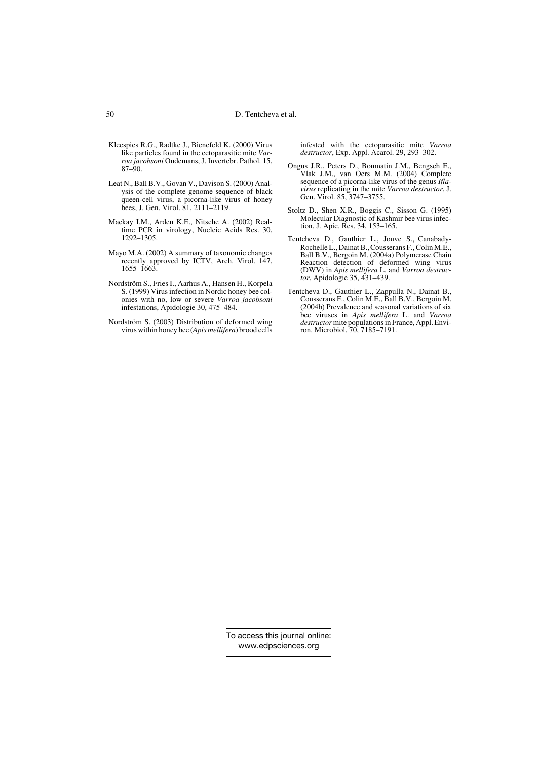Kleespies R.G., Radtke J., Bienefeld K. (2000) Virus like particles found in the ectoparasitic mite *Varroa jacobsoni* Oudemans, J. Invertebr. Pathol. 15, 87–90.

Leat N., Ball B.V., Govan V., Davison S. (2000) Analysis of the complete genome sequence of black queen-cell virus, a picorna-like virus of honey bees, J. Gen. Virol. 81, 2111–2119.

Mackay I.M., Arden K.E., Nitsche A. (2002) Real-time PCR in virology, Nucleic Acids Res. 30, 1292–1305.

Mayo M.A. (2002) A summary of taxonomic changes recently approved by ICTV, Arch. Virol. 147, 1655–1663.

Nordström S., Fries I., Aarhus A., Hansen H., Korpela S. (1999) Virus infection in Nordic honey bee colonies with no, low or severe *Varroa jacobsoni* infestations, Apidologie 30, 475–484.

Nordström S. (2003) Distribution of deformed wing virus within honey bee (*Apis mellifera*) brood cells infested with the ectoparasitic mite *Varroa destructor*, Exp. Appl. Acarol. 29, 293–302.

Ongus J.R., Peters D., Bonmatin J.M., Bengsch E., Vlak J.M., van Oers M.M. (2004) Complete sequence of a picorna-like virus of the genus *Iflavirus* replicating in the mite *Varroa destructor*, J. Gen. Virol. 85, 3747–3755.

Stoltz D., Shen X.R., Boggis C., Sisson G. (1995) Molecular Diagnostic of Kashmir bee virus infection, J. Apic. Res. 34, 153–165.

Tentcheva D., Gauthier L., Jouve S., Canabady-Rochelle L., Dainat B., Cousserans F., Colin M.E., Ball B.V., Bergoin M. (2004a) Polymerase Chain Reaction detection of deformed wing virus (DWV) in *Apis mellifera* L. and *Varroa destructor*, Apidologie 35, 431–439.

Tentcheva D., Gauthier L., Zappulla N., Dainat B., Cousserans F., Colin M.E., Ball B.V., Bergoin M. (2004b) Prevalence and seasonal variations of six bee viruses in *Apis mellifera* L. and *Varroa destructor* mite populations in France, Appl. Environ. Microbiol. 70, 7185–7191.

To access this journal online:
www.edpsciences.org